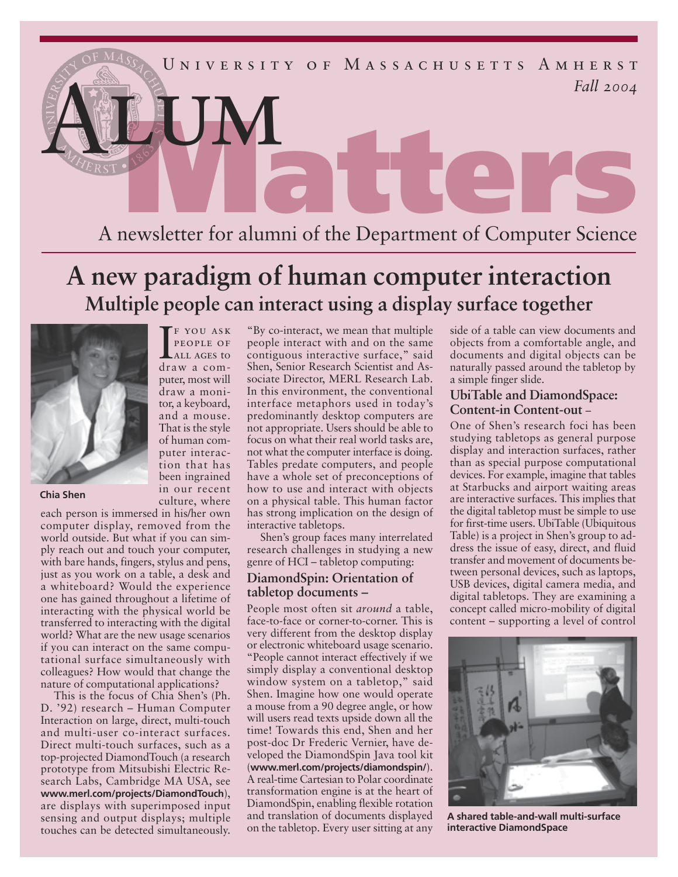# Alum Matters

University of Massachusetts Amherst

*Fall 2004*

A newsletter for alumni of the Department of Computer Science

## A new paradigm of human computer interaction

### Multiple people can interact using a display surface together

Chia Shen

If you ask people of all ages to draw a computer, most will draw a monitor, a keyboard, and a mouse. That is the style of human computer interaction that has been ingrained in our recent culture, where each person is immersed in his/her own computer display, removed from the world outside. But what if you can simply reach out and touch your computer, with bare hands, fingers, stylus and pens, just as you work on a table, a desk and a whiteboard? Would the experience one has gained throughout a lifetime of interacting with the physical world be transferred to interacting with the digital world? What are the new usage scenarios if you can interact on the same computational surface simultaneously with colleagues? How would that change the nature of computational applications?

This is the focus of Chia Shen's (Ph. D. '92) research – Human Computer Interaction on large, direct, multi-touch and multi-user co-interact surfaces. Direct multi-touch surfaces, such as a top-projected DiamondTouch (a research prototype from Mitsubishi Electric Research Labs, Cambridge MA USA, see **www.merl.com/projects/DiamondTouch**), are displays with superimposed input sensing and output displays; multiple touches can be detected simultaneously. "By co-interact, we mean that multiple people interact with and on the same contiguous interactive surface," said Shen, Senior Research Scientist and Associate Director, MERL Research Lab. In this environment, the conventional interface metaphors used in today's predominantly desktop computers are not appropriate. Users should be able to focus on what their real world tasks are, not what the computer interface is doing. Tables predate computers, and people have a whole set of preconceptions of how to use and interact with objects on a physical table. This human factor has strong implication on the design of interactive tabletops.

Shen's group faces many interrelated research challenges in studying a new genre of HCI – tabletop computing:

#### DiamondSpin: Orientation of tabletop documents –

People most often sit *around* a table, face-to-face or corner-to-corner. This is very different from the desktop display or electronic whiteboard usage scenario. "People cannot interact effectively if we simply display a conventional desktop window system on a tabletop," said Shen. Imagine how one would operate a mouse from a 90 degree angle, or how will users read texts upside down all the time! Towards this end, Shen and her post-doc Dr Frederic Vernier, have developed the DiamondSpin Java tool kit (**www.merl.com/projects/diamondspin/**). A real-time Cartesian to Polar coordinate transformation engine is at the heart of DiamondSpin, enabling flexible rotation and translation of documents displayed on the tabletop. Every user sitting at any side of a table can view documents and objects from a comfortable angle, and documents and digital objects can be naturally passed around the tabletop by a simple finger slide.

#### UbiTable and DiamondSpace: Content-in Content-out –

One of Shen's research foci has been studying tabletops as general purpose display and interaction surfaces, rather than as special purpose computational devices. For example, imagine that tables at Starbucks and airport waiting areas are interactive surfaces. This implies that the digital tabletop must be simple to use for first-time users. UbiTable (Ubiquitous Table) is a project in Shen's group to address the issue of easy, direct, and fluid transfer and movement of documents between personal devices, such as laptops, USB devices, digital camera media, and digital tabletops. They are examining a concept called micro-mobility of digital content – supporting a level of control

**A shared table-and-wall multi-surface interactive DiamondSpace**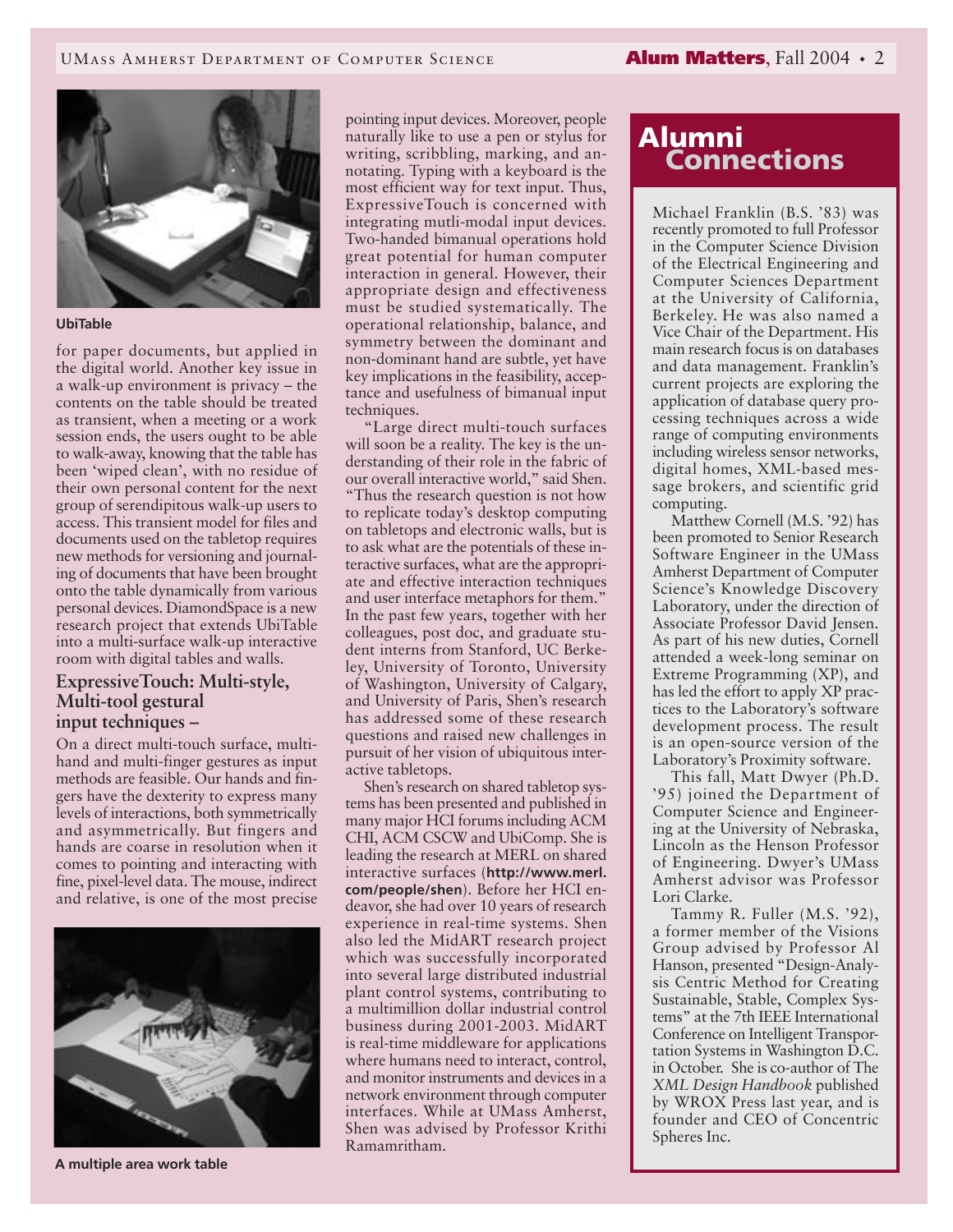UbiTable

for paper documents, but applied in the digital world. Another key issue in a walk-up environment is privacy – the contents on the table should be treated as transient, when a meeting or a work session ends, the users ought to be able to walk-away, knowing that the table has been 'wiped clean', with no residue of their own personal content for the next group of serendipitous walk-up users to access. This transient model for files and documents used on the tabletop requires new methods for versioning and journaling of documents that have been brought onto the table dynamically from various personal devices. DiamondSpace is a new research project that extends UbiTable into a multi-surface walk-up interactive room with digital tables and walls.

### ExpressiveTouch: Multi-style, Multi-tool gestural input techniques –

On a direct multi-touch surface, multi-hand and multi-finger gestures as input methods are feasible. Our hands and fingers have the dexterity to express many levels of interactions, both symmetrically and asymmetrically. But fingers and hands are coarse in resolution when it comes to pointing and interacting with fine, pixel-level data. The mouse, indirect and relative, is one of the most precise pointing input devices. Moreover, people naturally like to use a pen or stylus for writing, scribbling, marking, and annotating. Typing with a keyboard is the most efficient way for text input. Thus, ExpressiveTouch is concerned with integrating mutli-modal input devices. Two-handed bimanual operations hold great potential for human computer interaction in general. However, their appropriate design and effectiveness must be studied systematically. The operational relationship, balance, and symmetry between the dominant and non-dominant hand are subtle, yet have key implications in the feasibility, acceptance and usefulness of bimanual input techniques.

A multiple area work table

"Large direct multi-touch surfaces will soon be a reality. The key is the understanding of their role in the fabric of our overall interactive world," said Shen. "Thus the research question is not how to replicate today's desktop computing on tabletops and electronic walls, but is to ask what are the potentials of these interactive surfaces, what are the appropriate and effective interaction techniques and user interface metaphors for them." In the past few years, together with her colleagues, post doc, and graduate student interns from Stanford, UC Berkeley, University of Toronto, University of Washington, University of Calgary, and University of Paris, Shen's research has addressed some of these research questions and raised new challenges in pursuit of her vision of ubiquitous interactive tabletops.

Shen's research on shared tabletop systems has been presented and published in many major HCI forums including ACM CHI, ACM CSCW and UbiComp. She is leading the research at MERL on shared interactive surfaces (**http://www.merl.com/people/shen**). Before her HCI endeavor, she had over 10 years of research experience in real-time systems. Shen also led the MidART research project which was successfully incorporated into several large distributed industrial plant control systems, contributing to a multimillion dollar industrial control business during 2001-2003. MidART is real-time middleware for applications where humans need to interact, control, and monitor instruments and devices in a network environment through computer interfaces. While at UMass Amherst, Shen was advised by Professor Krithi Ramamritham.

## Alumni Connections

Michael Franklin (B.S. '83) was recently promoted to full Professor in the Computer Science Division of the Electrical Engineering and Computer Sciences Department at the University of California, Berkeley. He was also named a Vice Chair of the Department. His main research focus is on databases and data management. Franklin's current projects are exploring the application of database query processing techniques across a wide range of computing environments including wireless sensor networks, digital homes, XML-based message brokers, and scientific grid computing.

Matthew Cornell (M.S. '92) has been promoted to Senior Research Software Engineer in the UMass Amherst Department of Computer Science's Knowledge Discovery Laboratory, under the direction of Associate Professor David Jensen. As part of his new duties, Cornell attended a week-long seminar on Extreme Programming (XP), and has led the effort to apply XP practices to the Laboratory's software development process. The result is an open-source version of the Laboratory's Proximity software.

This fall, Matt Dwyer (Ph.D. '95) joined the Department of Computer Science and Engineering at the University of Nebraska, Lincoln as the Henson Professor of Engineering. Dwyer's UMass Amherst advisor was Professor Lori Clarke.

Tammy R. Fuller (M.S. '92), a former member of the Visions Group advised by Professor Al Hanson, presented "Design-Analysis Centric Method for Creating Sustainable, Stable, Complex Systems" at the 7th IEEE International Conference on Intelligent Transportation Systems in Washington D.C. in October. She is co-author of The *XML Design Handbook* published by WROX Press last year, and is founder and CEO of Concentric Spheres Inc.